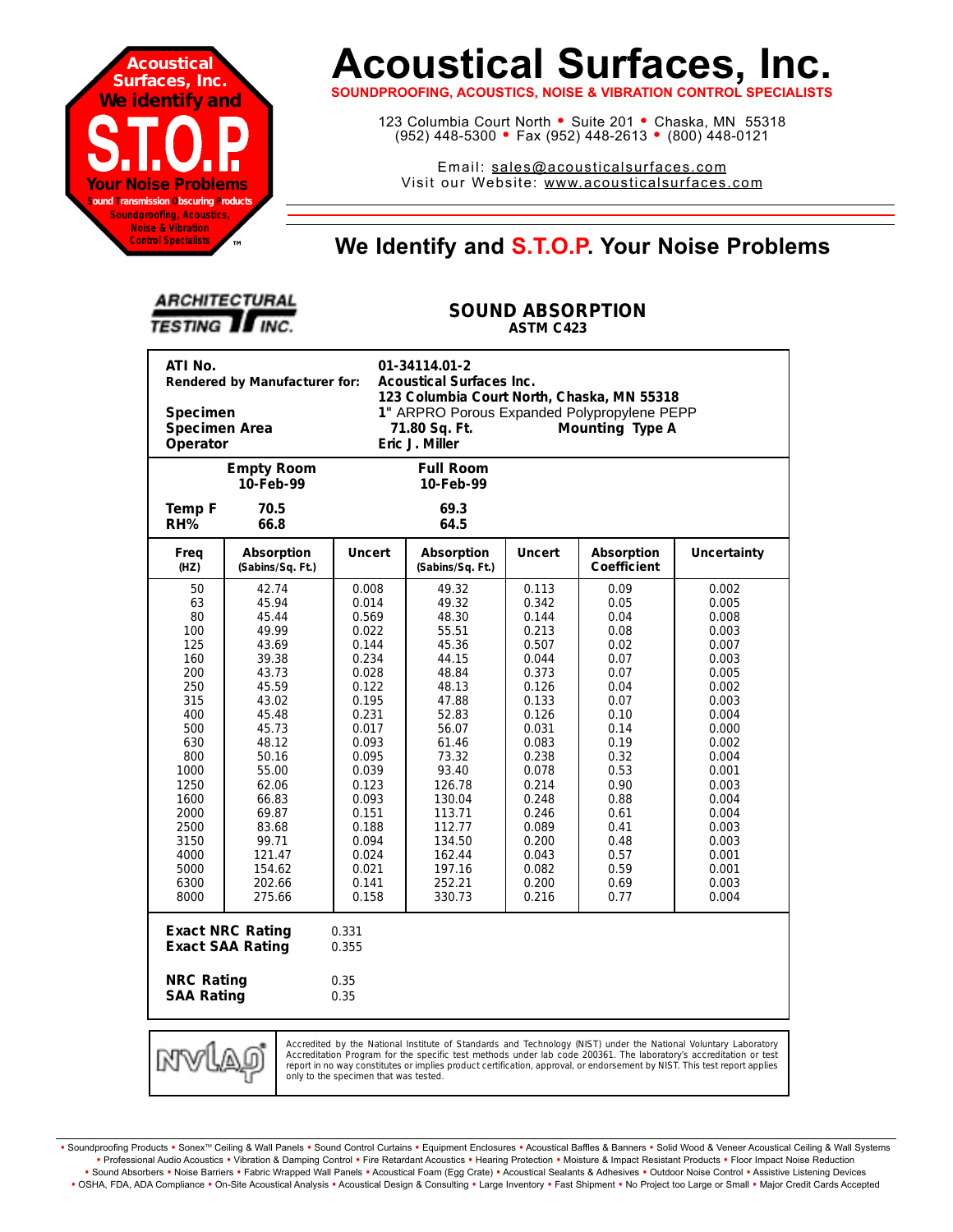# Acoustical Surfaces, Inc.

**SOUNDPROOFING, ACOUSTICS, NOISE & VIBRATION CONTROL SPECIALISTS**

123 Columbia Court North • Suite 201 • Chaska, MN 55318
(952) 448-5300 • Fax (952) 448-2613 • (800) 448-0121

Email: sales@acousticalsurfaces.com
Visit our Website: www.acousticalsurfaces.com

Acoustical Surfaces, Inc. We identify and S.T.O.P. Your Noise Problems — Sound Transmission Obscuring Products — Soundproofing, Acoustics, Noise & Vibration Control Specialists ™

## We Identify and S.T.O.P. Your Noise Problems

ARCHITECTURAL TESTING INC.

## SOUND ABSORPTION

**ASTM C423**

| | |
|---|---|
| **ATI No.** | **01-34114.01-2** |
| **Rendered by Manufacturer for:** | **Acoustical Surfaces Inc.**<br>**123 Columbia Court North, Chaska, MN 55318** |
| **Specimen** | 1" ARPRO Porous Expanded Polypropylene PEPP |
| **Specimen Area** | **71.80 Sq. Ft.** — **Mounting Type A** |
| **Operator** | **Eric J. Miller** |

| | Empty Room | Full Room |
|---|---|---|
| | **10-Feb-99** | **10-Feb-99** |
| **Temp F** | **70.5** | **69.3** |
| **RH%** | **66.8** | **64.5** |

| Freq (HZ) | Absorption (Sabins/Sq. Ft.) | Uncert | Absorption (Sabins/Sq. Ft.) | Uncert | Absorption Coefficient | Uncertainty |
|---|---|---|---|---|---|---|
| 50 | 42.74 | 0.008 | 49.32 | 0.113 | 0.09 | 0.002 |
| 63 | 45.94 | 0.014 | 49.32 | 0.342 | 0.05 | 0.005 |
| 80 | 45.44 | 0.569 | 48.30 | 0.144 | 0.04 | 0.008 |
| 100 | 49.99 | 0.022 | 55.51 | 0.213 | 0.08 | 0.003 |
| 125 | 43.69 | 0.144 | 45.36 | 0.507 | 0.02 | 0.007 |
| 160 | 39.38 | 0.234 | 44.15 | 0.044 | 0.07 | 0.003 |
| 200 | 43.73 | 0.028 | 48.84 | 0.373 | 0.07 | 0.005 |
| 250 | 45.59 | 0.122 | 48.13 | 0.126 | 0.04 | 0.002 |
| 315 | 43.02 | 0.195 | 47.88 | 0.133 | 0.07 | 0.003 |
| 400 | 45.48 | 0.231 | 52.83 | 0.126 | 0.10 | 0.004 |
| 500 | 45.73 | 0.017 | 56.07 | 0.031 | 0.14 | 0.000 |
| 630 | 48.12 | 0.093 | 61.46 | 0.083 | 0.19 | 0.002 |
| 800 | 50.16 | 0.095 | 73.32 | 0.238 | 0.32 | 0.004 |
| 1000 | 55.00 | 0.039 | 93.40 | 0.078 | 0.53 | 0.001 |
| 1250 | 62.06 | 0.123 | 126.78 | 0.214 | 0.90 | 0.003 |
| 1600 | 66.83 | 0.093 | 130.04 | 0.248 | 0.88 | 0.004 |
| 2000 | 69.87 | 0.151 | 113.71 | 0.246 | 0.61 | 0.004 |
| 2500 | 83.68 | 0.188 | 112.77 | 0.089 | 0.41 | 0.003 |
| 3150 | 99.71 | 0.094 | 134.50 | 0.200 | 0.48 | 0.003 |
| 4000 | 121.47 | 0.024 | 162.44 | 0.043 | 0.57 | 0.001 |
| 5000 | 154.62 | 0.021 | 197.16 | 0.082 | 0.59 | 0.001 |
| 6300 | 202.66 | 0.141 | 252.21 | 0.200 | 0.69 | 0.003 |
| 8000 | 275.66 | 0.158 | 330.73 | 0.216 | 0.77 | 0.004 |

| | |
|---|---|
| **Exact NRC Rating** | 0.331 |
| **Exact SAA Rating** | 0.355 |
| **NRC Rating** | 0.35 |
| **SAA Rating** | 0.35 |

NVLAP

Accredited by the National Institute of Standards and Technology (NIST) under the National Voluntary Laboratory Accreditation Program for the specific test methods under lab code 200361. The laboratory's accreditation or test report in no way constitutes or implies product certification, approval, or endorsement by NIST. This test report applies only to the specimen that was tested.

• Soundproofing Products • Sonex™ Ceiling & Wall Panels • Sound Control Curtains • Equipment Enclosures • Acoustical Baffles & Banners • Solid Wood & Veneer Acoustical Ceiling & Wall Systems • Professional Audio Acoustics • Vibration & Damping Control • Fire Retardant Acoustics • Hearing Protection • Moisture & Impact Resistant Products • Floor Impact Noise Reduction • Sound Absorbers • Noise Barriers • Fabric Wrapped Wall Panels • Acoustical Foam (Egg Crate) • Acoustical Sealants & Adhesives • Outdoor Noise Control • Assistive Listening Devices • OSHA, FDA, ADA Compliance • On-Site Acoustical Analysis • Acoustical Design & Consulting • Large Inventory • Fast Shipment • No Project too Large or Small • Major Credit Cards Accepted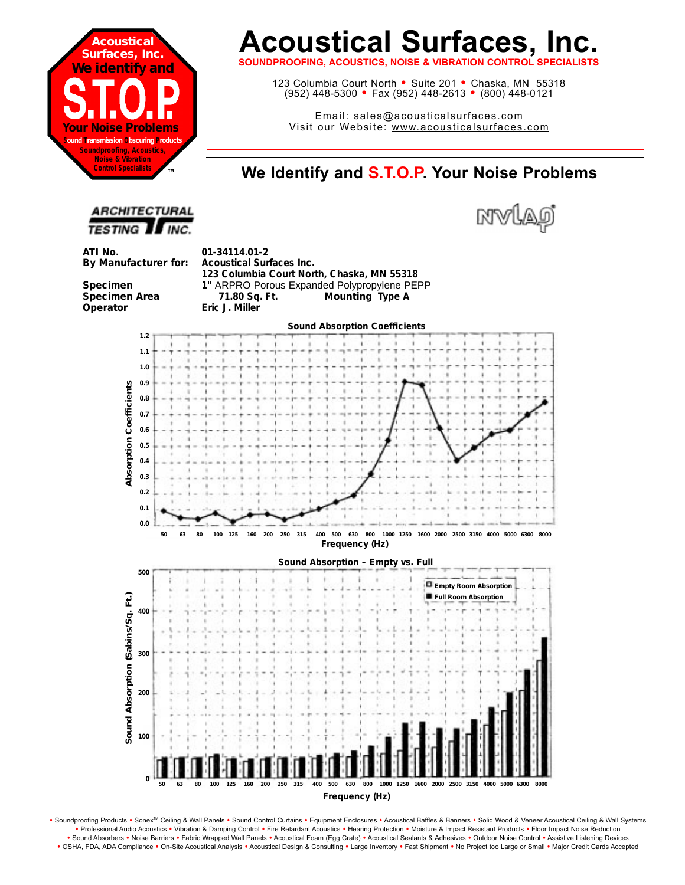Acoustical Surfaces, Inc.
We identify and
S.T.O.P
Your Noise Problems
Sound Transmission Obscuring Products
Soundproofing, Acoustics, Noise & Vibration Control Specialists
™

# Acoustical Surfaces, Inc.

**SOUNDPROOFING, ACOUSTICS, NOISE & VIBRATION CONTROL SPECIALISTS**

123 Columbia Court North • Suite 201 • Chaska, MN 55318
(952) 448-5300 • Fax (952) 448-2613 • (800) 448-0121

Email: sales@acousticalsurfaces.com
Visit our Website: www.acousticalsurfaces.com

## We Identify and S.T.O.P. Your Noise Problems

ARCHITECTURAL TESTING INC.

NVLAP

**ATI No.** 01-34114.01-2
**By Manufacturer for:** Acoustical Surfaces Inc.
123 Columbia Court North, Chaska, MN 55318
**Specimen** 1" ARPRO Porous Expanded Polypropylene PEPP
**Specimen Area** 71.80 Sq. Ft. **Mounting** Type A
**Operator** Eric J. Miller

**Sound Absorption Coefficients**

Absorption Coefficients
1.2
1.1
1.0
0.9
0.8
0.7
0.6
0.5
0.4
0.3
0.2
0.1
0.0
50 63 80 100 125 160 200 250 315 400 500 630 800 1000 1250 1600 2000 2500 3150 4000 5000 6300 8000
Frequency (Hz)

**Sound Absorption – Empty vs. Full**

Empty Room Absorption
Full Room Absorption

Sound Absorption (Sabins/Sq. Ft.)
500
400
300
200
100
0
50 63 80 100 125 160 200 250 315 400 500 630 800 1000 1250 1600 2000 2500 3150 4000 5000 6300 8000
Frequency (Hz)

• Soundproofing Products • Sonex™ Ceiling & Wall Panels • Sound Control Curtains • Equipment Enclosures • Acoustical Baffles & Banners • Solid Wood & Veneer Acoustical Ceiling & Wall Systems • Professional Audio Acoustics • Vibration & Damping Control • Fire Retardant Acoustics • Hearing Protection • Moisture & Impact Resistant Products • Floor Impact Noise Reduction • Sound Absorbers • Noise Barriers • Fabric Wrapped Wall Panels • Acoustical Foam (Egg Crate) • Acoustical Sealants & Adhesives • Outdoor Noise Control • Assistive Listening Devices • OSHA, FDA, ADA Compliance • On-Site Acoustical Analysis • Acoustical Design & Consulting • Large Inventory • Fast Shipment • No Project too Large or Small • Major Credit Cards Accepted